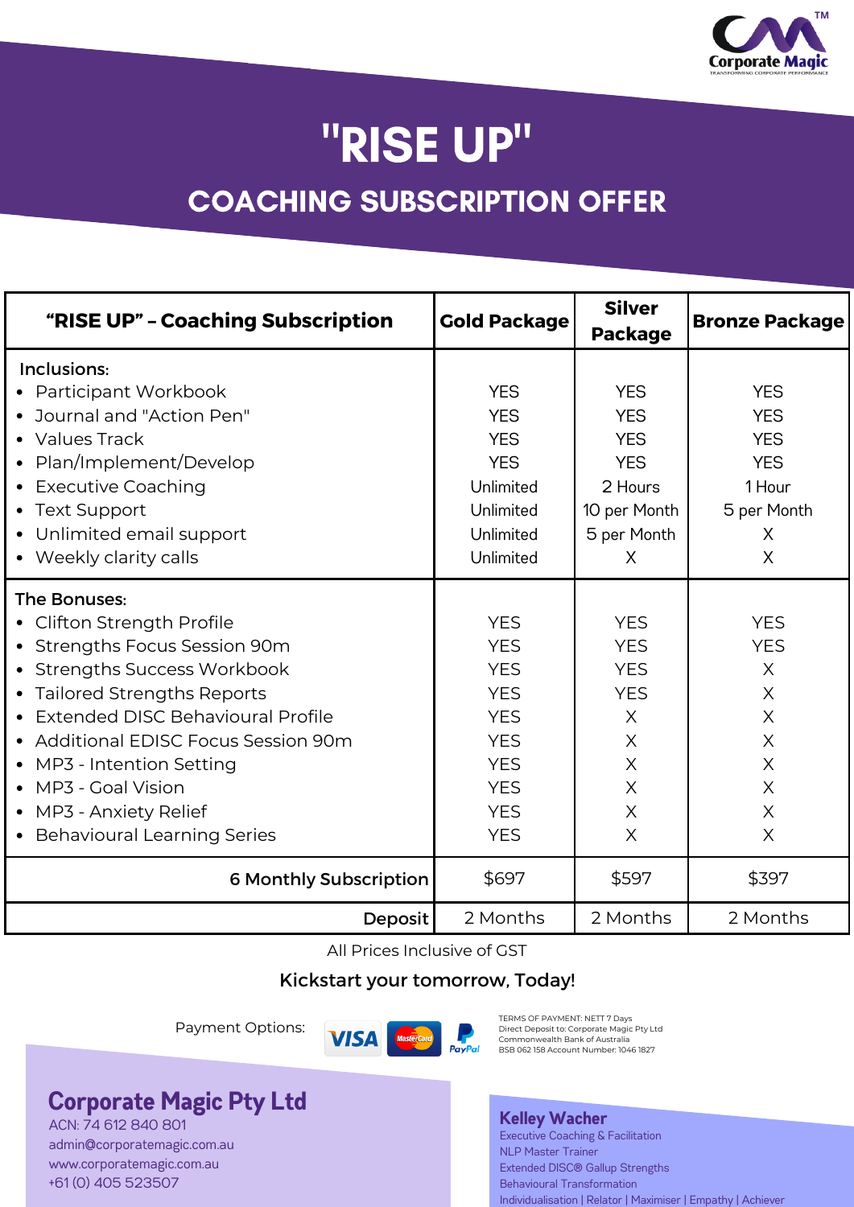Corporate Magic™
TRANSFORMING CORPORATE PERFORMANCE

# "RISE UP"

## COACHING SUBSCRIPTION OFFER

| "RISE UP" – Coaching Subscription | Gold Package | Silver Package | Bronze Package |
|---|---|---|---|
| **Inclusions:** | | | |
| • Participant Workbook | YES | YES | YES |
| • Journal and "Action Pen" | YES | YES | YES |
| • Values Track | YES | YES | YES |
| • Plan/Implement/Develop | YES | YES | YES |
| • Executive Coaching | Unlimited | 2 Hours | 1 Hour |
| • Text Support | Unlimited | 10 per Month | 5 per Month |
| • Unlimited email support | Unlimited | 5 per Month | X |
| • Weekly clarity calls | Unlimited | X | X |
| **The Bonuses:** | | | |
| • Clifton Strength Profile | YES | YES | YES |
| • Strengths Focus Session 90m | YES | YES | YES |
| • Strengths Success Workbook | YES | YES | X |
| • Tailored Strengths Reports | YES | YES | X |
| • Extended DISC Behavioural Profile | YES | X | X |
| • Additional EDISC Focus Session 90m | YES | X | X |
| • MP3 - Intention Setting | YES | X | X |
| • MP3 - Goal Vision | YES | X | X |
| • MP3 - Anxiety Relief | YES | X | X |
| • Behavioural Learning Series | YES | X | X |
| **6 Monthly Subscription** | $697 | $597 | $397 |
| **Deposit** | 2 Months | 2 Months | 2 Months |

All Prices Inclusive of GST

**Kickstart your tomorrow, Today!**

Payment Options: VISA, MasterCard, PayPal

TERMS OF PAYMENT: NETT 7 Days
Direct Deposit to: Corporate Magic Pty Ltd
Commonwealth Bank of Australia
BSB 062 158 Account Number: 1046 1827

**Corporate Magic Pty Ltd**
ACN: 74 612 840 801
admin@corporatemagic.com.au
www.corporatemagic.com.au
+61 (0) 405 523507

**Kelley Wacher**
Executive Coaching & Facilitation
NLP Master Trainer
Extended DISC® Gallup Strengths
Behavioural Transformation
Individualisation | Relator | Maximiser | Empathy | Achiever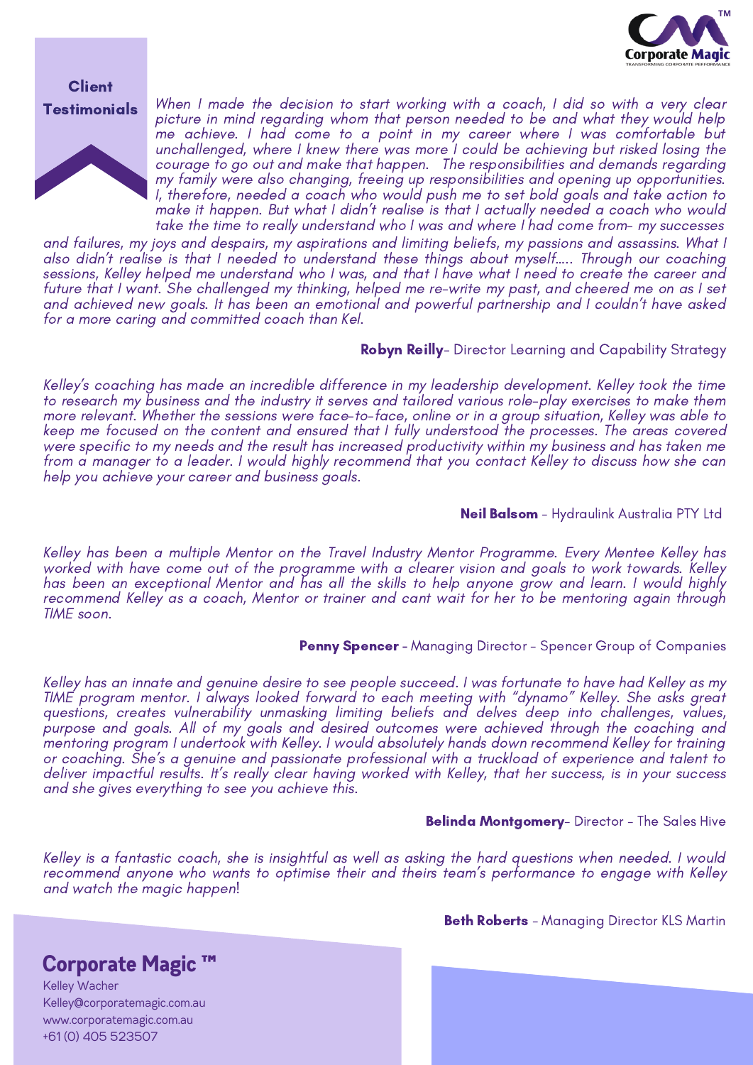## Client Testimonials

*When I made the decision to start working with a coach, I did so with a very clear picture in mind regarding whom that person needed to be and what they would help me achieve. I had come to a point in my career where I was comfortable but unchallenged, where I knew there was more I could be achieving but risked losing the courage to go out and make that happen. The responsibilities and demands regarding my family were also changing, freeing up responsibilities and opening up opportunities. I, therefore, needed a coach who would push me to set bold goals and take action to make it happen. But what I didn't realise is that I actually needed a coach who would take the time to really understand who I was and where I had come from- my successes and failures, my joys and despairs, my aspirations and limiting beliefs, my passions and assassins. What I also didn't realise is that I needed to understand these things about myself..... Through our coaching sessions, Kelley helped me understand who I was, and that I have what I need to create the career and future that I want. She challenged my thinking, helped me re-write my past, and cheered me on as I set and achieved new goals. It has been an emotional and powerful partnership and I couldn't have asked for a more caring and committed coach than Kel.*

**Robyn Reilly**- Director Learning and Capability Strategy

*Kelley's coaching has made an incredible difference in my leadership development. Kelley took the time to research my business and the industry it serves and tailored various role-play exercises to make them more relevant. Whether the sessions were face-to-face, online or in a group situation, Kelley was able to keep me focused on the content and ensured that I fully understood the processes. The areas covered were specific to my needs and the result has increased productivity within my business and has taken me from a manager to a leader. I would highly recommend that you contact Kelley to discuss how she can help you achieve your career and business goals.*

**Neil Balsom** - Hydraulink Australia PTY Ltd

*Kelley has been a multiple Mentor on the Travel Industry Mentor Programme. Every Mentee Kelley has worked with have come out of the programme with a clearer vision and goals to work towards. Kelley has been an exceptional Mentor and has all the skills to help anyone grow and learn. I would highly recommend Kelley as a coach, Mentor or trainer and cant wait for her to be mentoring again through TIME soon.*

**Penny Spencer** - Managing Director - Spencer Group of Companies

*Kelley has an innate and genuine desire to see people succeed. I was fortunate to have had Kelley as my TIME program mentor. I always looked forward to each meeting with "dynamo" Kelley. She asks great questions, creates vulnerability unmasking limiting beliefs and delves deep into challenges, values, purpose and goals. All of my goals and desired outcomes were achieved through the coaching and mentoring program I undertook with Kelley. I would absolutely hands down recommend Kelley for training or coaching. She's a genuine and passionate professional with a truckload of experience and talent to deliver impactful results. It's really clear having worked with Kelley, that her success, is in your success and she gives everything to see you achieve this.*

**Belinda Montgomery**- Director - The Sales Hive

*Kelley is a fantastic coach, she is insightful as well as asking the hard questions when needed. I would recommend anyone who wants to optimise their and theirs team's performance to engage with Kelley and watch the magic happen*!

**Beth Roberts** - Managing Director KLS Martin

## Corporate Magic ™

Kelley Wacher
Kelley@corporatemagic.com.au
www.corporatemagic.com.au
+61 (0) 405 523507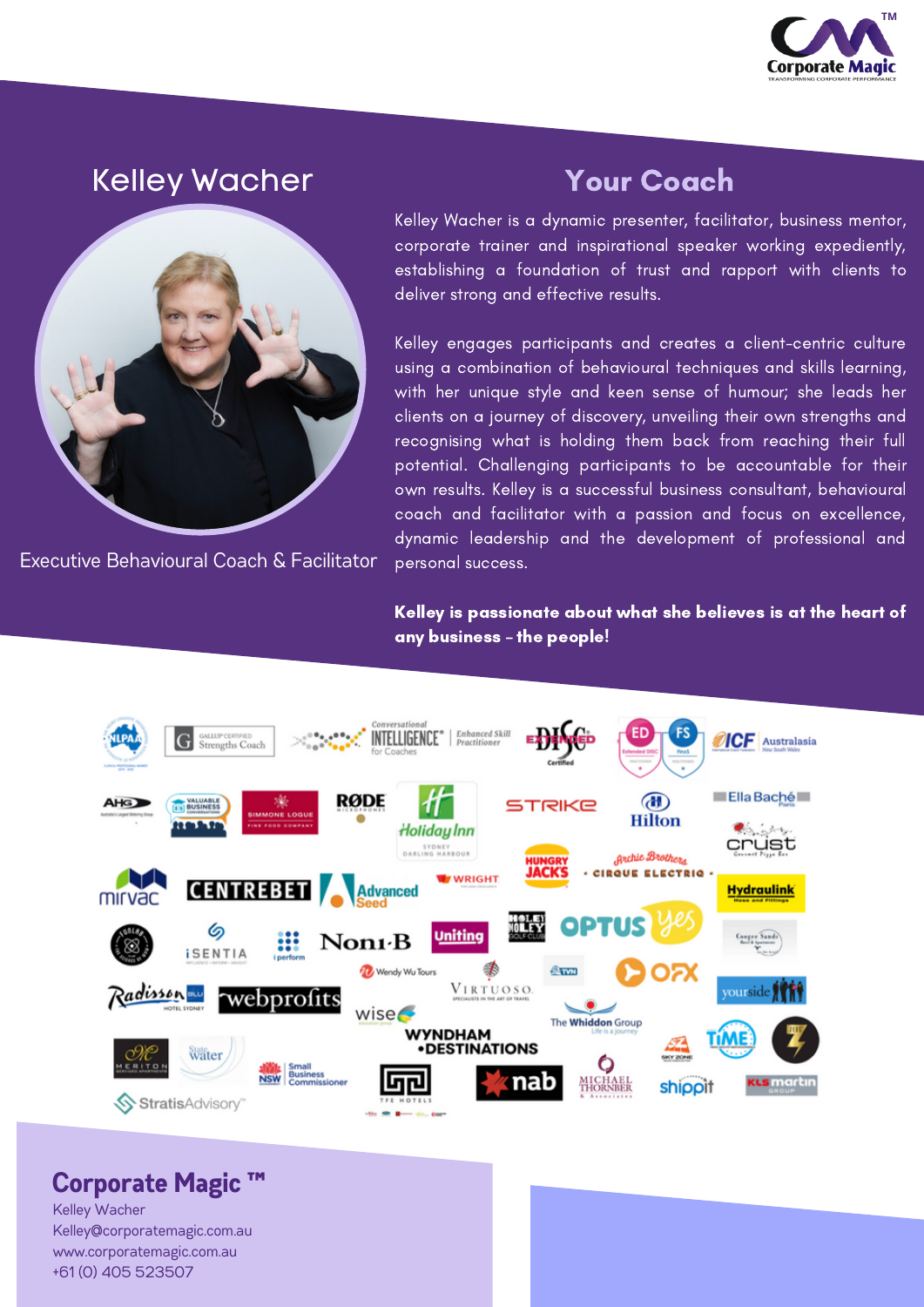Corporate Magic™
TRANSFORMING CORPORATE PERFORMANCE

## Kelley Wacher

Executive Behavioural Coach & Facilitator

## Your Coach

Kelley Wacher is a dynamic presenter, facilitator, business mentor, corporate trainer and inspirational speaker working expediently, establishing a foundation of trust and rapport with clients to deliver strong and effective results.

Kelley engages participants and creates a client-centric culture using a combination of behavioural techniques and skills learning, with her unique style and keen sense of humour; she leads her clients on a journey of discovery, unveiling their own strengths and recognising what is holding them back from reaching their full potential. Challenging participants to be accountable for their own results. Kelley is a successful business consultant, behavioural coach and facilitator with a passion and focus on excellence, dynamic leadership and the development of professional and personal success.

**Kelley is passionate about what she believes is at the heart of any business – the people!**

**Corporate Magic ™**

Kelley Wacher
Kelley@corporatemagic.com.au
www.corporatemagic.com.au
+61 (0) 405 523507